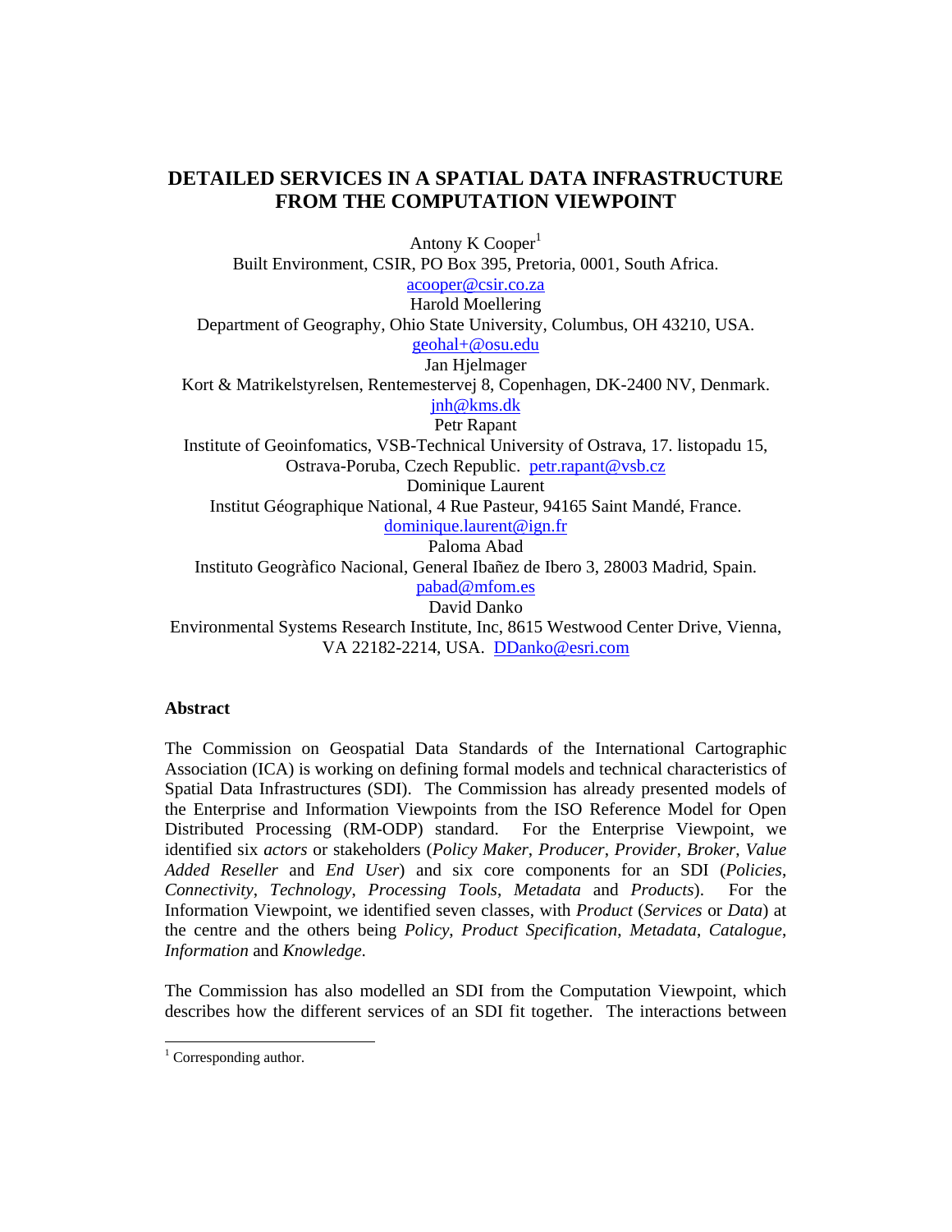# DETAILED SERVICES IN A SPATIAL DATA INFRASTRUCTURE FROM THE COMPUTATION VIEWPOINT

Antony K Cooper[1]
Built Environment, CSIR, PO Box 395, Pretoria, 0001, South Africa.
acooper@csir.co.za
Harold Moellering
Department of Geography, Ohio State University, Columbus, OH 43210, USA.
geohal+@osu.edu
Jan Hjelmager
Kort & Matrikelstyrelsen, Rentemestervej 8, Copenhagen, DK-2400 NV, Denmark.
jnh@kms.dk
Petr Rapant
Institute of Geoinfomatics, VSB-Technical University of Ostrava, 17. listopadu 15, Ostrava-Poruba, Czech Republic. petr.rapant@vsb.cz
Dominique Laurent
Institut Géographique National, 4 Rue Pasteur, 94165 Saint Mandé, France.
dominique.laurent@ign.fr
Paloma Abad
Instituto Geogràfico Nacional, General Ibañez de Ibero 3, 28003 Madrid, Spain.
pabad@mfom.es
David Danko
Environmental Systems Research Institute, Inc, 8615 Westwood Center Drive, Vienna, VA 22182-2214, USA. DDanko@esri.com

## Abstract

The Commission on Geospatial Data Standards of the International Cartographic Association (ICA) is working on defining formal models and technical characteristics of Spatial Data Infrastructures (SDI). The Commission has already presented models of the Enterprise and Information Viewpoints from the ISO Reference Model for Open Distributed Processing (RM-ODP) standard. For the Enterprise Viewpoint, we identified six *actors* or stakeholders (*Policy Maker*, *Producer*, *Provider*, *Broker*, *Value Added Reseller* and *End User*) and six core components for an SDI (*Policies*, *Connectivity*, *Technology*, *Processing Tools*, *Metadata* and *Products*). For the Information Viewpoint, we identified seven classes, with *Product* (*Services* or *Data*) at the centre and the others being *Policy*, *Product Specification*, *Metadata*, *Catalogue*, *Information* and *Knowledge*.

The Commission has also modelled an SDI from the Computation Viewpoint, which describes how the different services of an SDI fit together. The interactions between

[1] Corresponding author.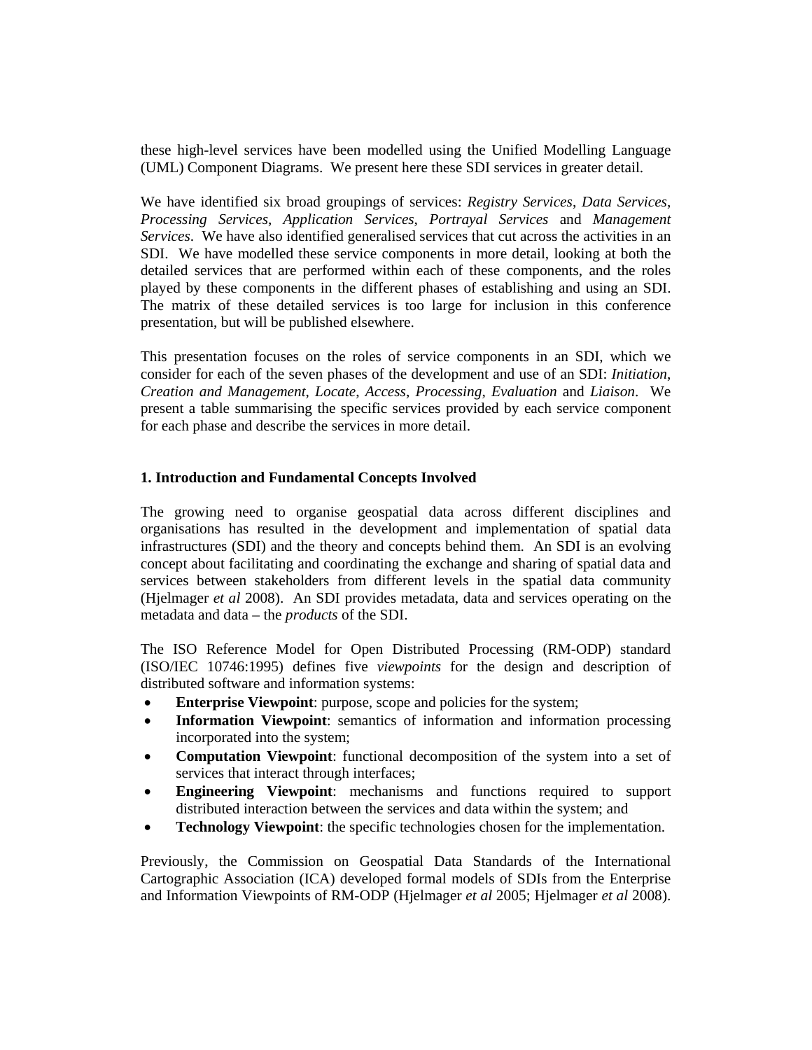these high-level services have been modelled using the Unified Modelling Language (UML) Component Diagrams. We present here these SDI services in greater detail.

We have identified six broad groupings of services: *Registry Services*, *Data Services*, *Processing Services*, *Application Services*, *Portrayal Services* and *Management Services*. We have also identified generalised services that cut across the activities in an SDI. We have modelled these service components in more detail, looking at both the detailed services that are performed within each of these components, and the roles played by these components in the different phases of establishing and using an SDI. The matrix of these detailed services is too large for inclusion in this conference presentation, but will be published elsewhere.

This presentation focuses on the roles of service components in an SDI, which we consider for each of the seven phases of the development and use of an SDI: *Initiation*, *Creation and Management*, *Locate*, *Access*, *Processing*, *Evaluation* and *Liaison*. We present a table summarising the specific services provided by each service component for each phase and describe the services in more detail.

## 1. Introduction and Fundamental Concepts Involved

The growing need to organise geospatial data across different disciplines and organisations has resulted in the development and implementation of spatial data infrastructures (SDI) and the theory and concepts behind them. An SDI is an evolving concept about facilitating and coordinating the exchange and sharing of spatial data and services between stakeholders from different levels in the spatial data community (Hjelmager *et al* 2008). An SDI provides metadata, data and services operating on the metadata and data – the *products* of the SDI.

The ISO Reference Model for Open Distributed Processing (RM-ODP) standard (ISO/IEC 10746:1995) defines five *viewpoints* for the design and description of distributed software and information systems:

- **Enterprise Viewpoint**: purpose, scope and policies for the system;
- **Information Viewpoint**: semantics of information and information processing incorporated into the system;
- **Computation Viewpoint**: functional decomposition of the system into a set of services that interact through interfaces;
- **Engineering Viewpoint**: mechanisms and functions required to support distributed interaction between the services and data within the system; and
- **Technology Viewpoint**: the specific technologies chosen for the implementation.

Previously, the Commission on Geospatial Data Standards of the International Cartographic Association (ICA) developed formal models of SDIs from the Enterprise and Information Viewpoints of RM-ODP (Hjelmager *et al* 2005; Hjelmager *et al* 2008).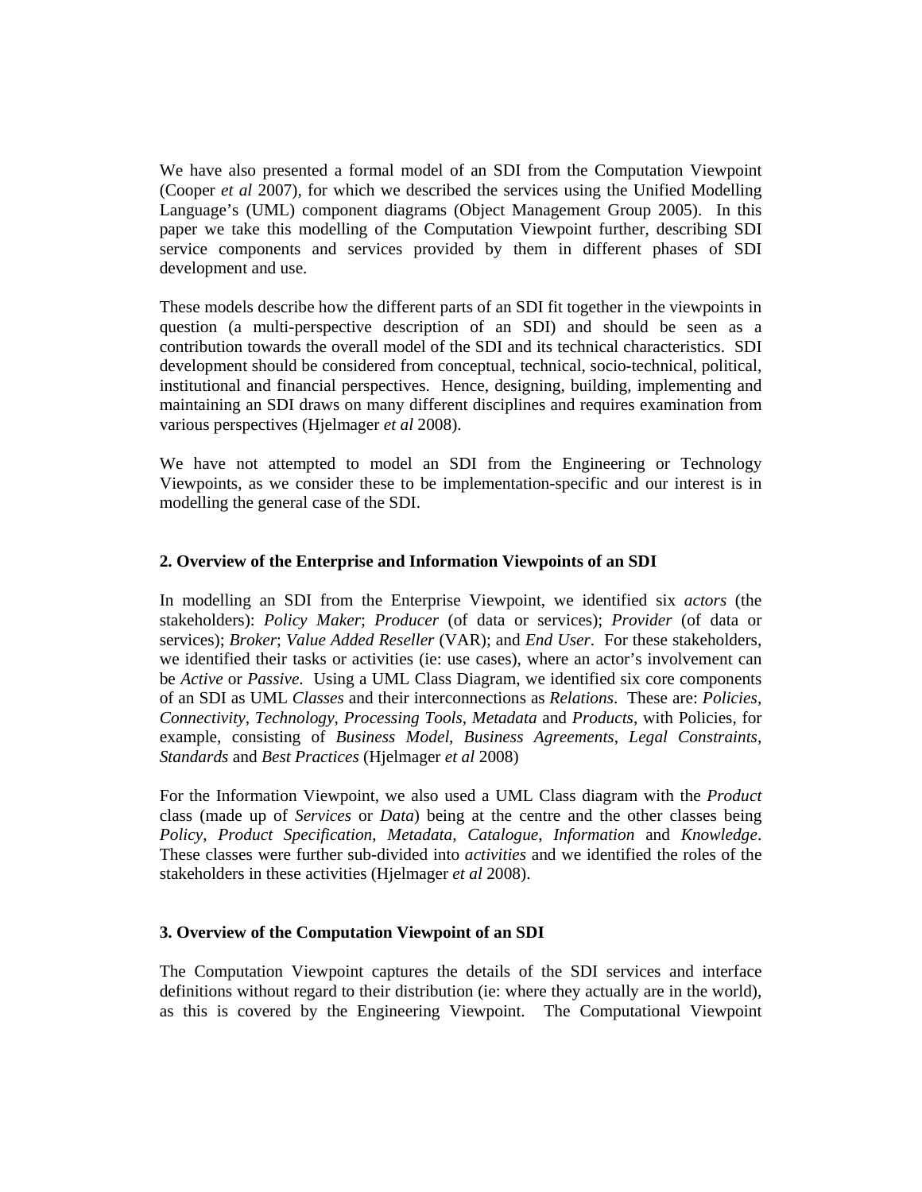We have also presented a formal model of an SDI from the Computation Viewpoint (Cooper *et al* 2007), for which we described the services using the Unified Modelling Language's (UML) component diagrams (Object Management Group 2005). In this paper we take this modelling of the Computation Viewpoint further, describing SDI service components and services provided by them in different phases of SDI development and use.

These models describe how the different parts of an SDI fit together in the viewpoints in question (a multi-perspective description of an SDI) and should be seen as a contribution towards the overall model of the SDI and its technical characteristics. SDI development should be considered from conceptual, technical, socio-technical, political, institutional and financial perspectives. Hence, designing, building, implementing and maintaining an SDI draws on many different disciplines and requires examination from various perspectives (Hjelmager *et al* 2008).

We have not attempted to model an SDI from the Engineering or Technology Viewpoints, as we consider these to be implementation-specific and our interest is in modelling the general case of the SDI.

## 2. Overview of the Enterprise and Information Viewpoints of an SDI

In modelling an SDI from the Enterprise Viewpoint, we identified six *actors* (the stakeholders): *Policy Maker*; *Producer* (of data or services); *Provider* (of data or services); *Broker*; *Value Added Reseller* (VAR); and *End User*. For these stakeholders, we identified their tasks or activities (ie: use cases), where an actor's involvement can be *Active* or *Passive*. Using a UML Class Diagram, we identified six core components of an SDI as UML *Classes* and their interconnections as *Relations*. These are: *Policies*, *Connectivity*, *Technology*, *Processing Tools*, *Metadata* and *Products*, with Policies, for example, consisting of *Business Model*, *Business Agreements*, *Legal Constraints*, *Standards* and *Best Practices* (Hjelmager *et al* 2008)

For the Information Viewpoint, we also used a UML Class diagram with the *Product* class (made up of *Services* or *Data*) being at the centre and the other classes being *Policy*, *Product Specification*, *Metadata*, *Catalogue*, *Information* and *Knowledge*. These classes were further sub-divided into *activities* and we identified the roles of the stakeholders in these activities (Hjelmager *et al* 2008).

## 3. Overview of the Computation Viewpoint of an SDI

The Computation Viewpoint captures the details of the SDI services and interface definitions without regard to their distribution (ie: where they actually are in the world), as this is covered by the Engineering Viewpoint. The Computational Viewpoint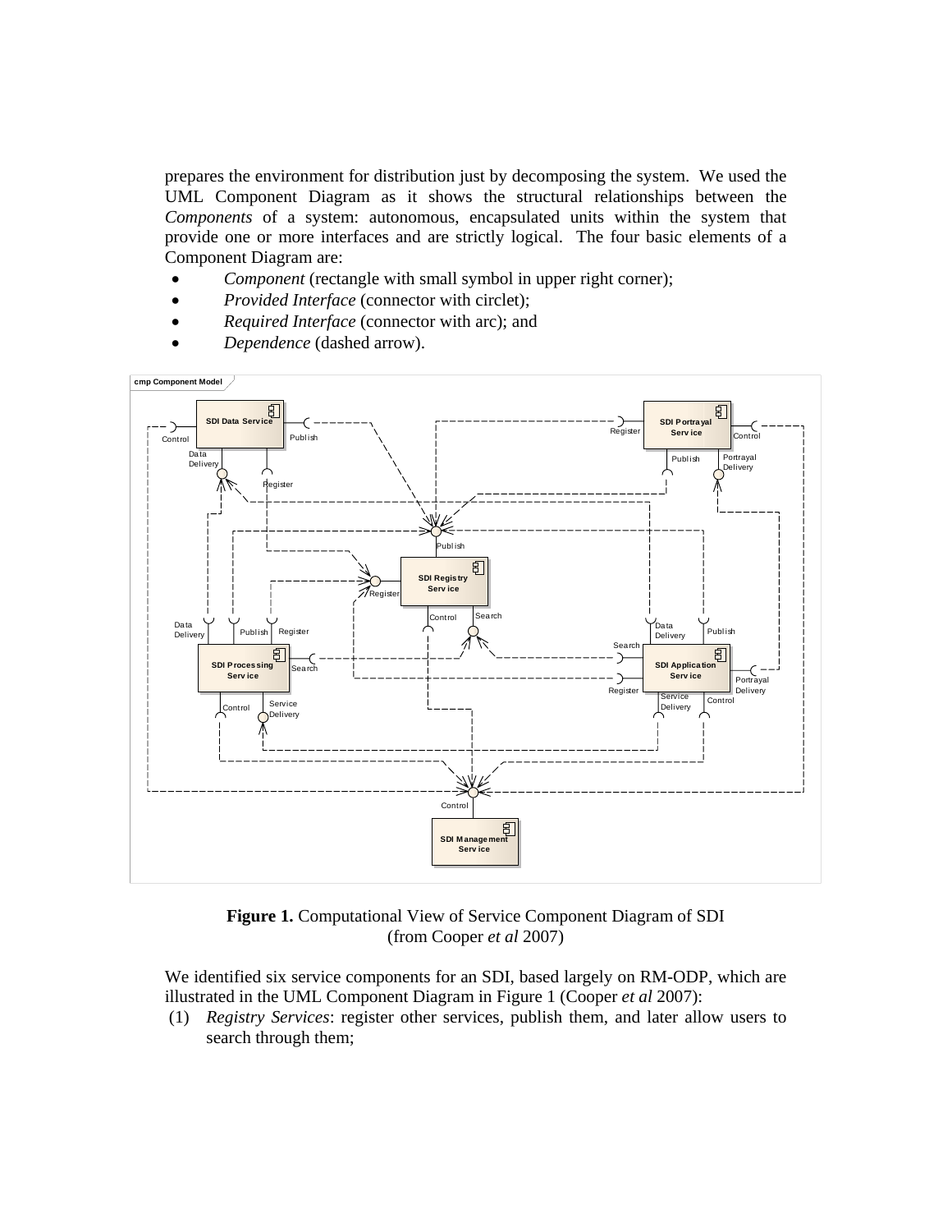prepares the environment for distribution just by decomposing the system. We used the UML Component Diagram as it shows the structural relationships between the *Components* of a system: autonomous, encapsulated units within the system that provide one or more interfaces and are strictly logical. The four basic elements of a Component Diagram are:

- *Component* (rectangle with small symbol in upper right corner);
- *Provided Interface* (connector with circlet);
- *Required Interface* (connector with arc); and
- *Dependence* (dashed arrow).

**Figure 1.** Computational View of Service Component Diagram of SDI (from Cooper *et al* 2007)

We identified six service components for an SDI, based largely on RM-ODP, which are illustrated in the UML Component Diagram in Figure 1 (Cooper *et al* 2007):

(1) *Registry Services*: register other services, publish them, and later allow users to search through them;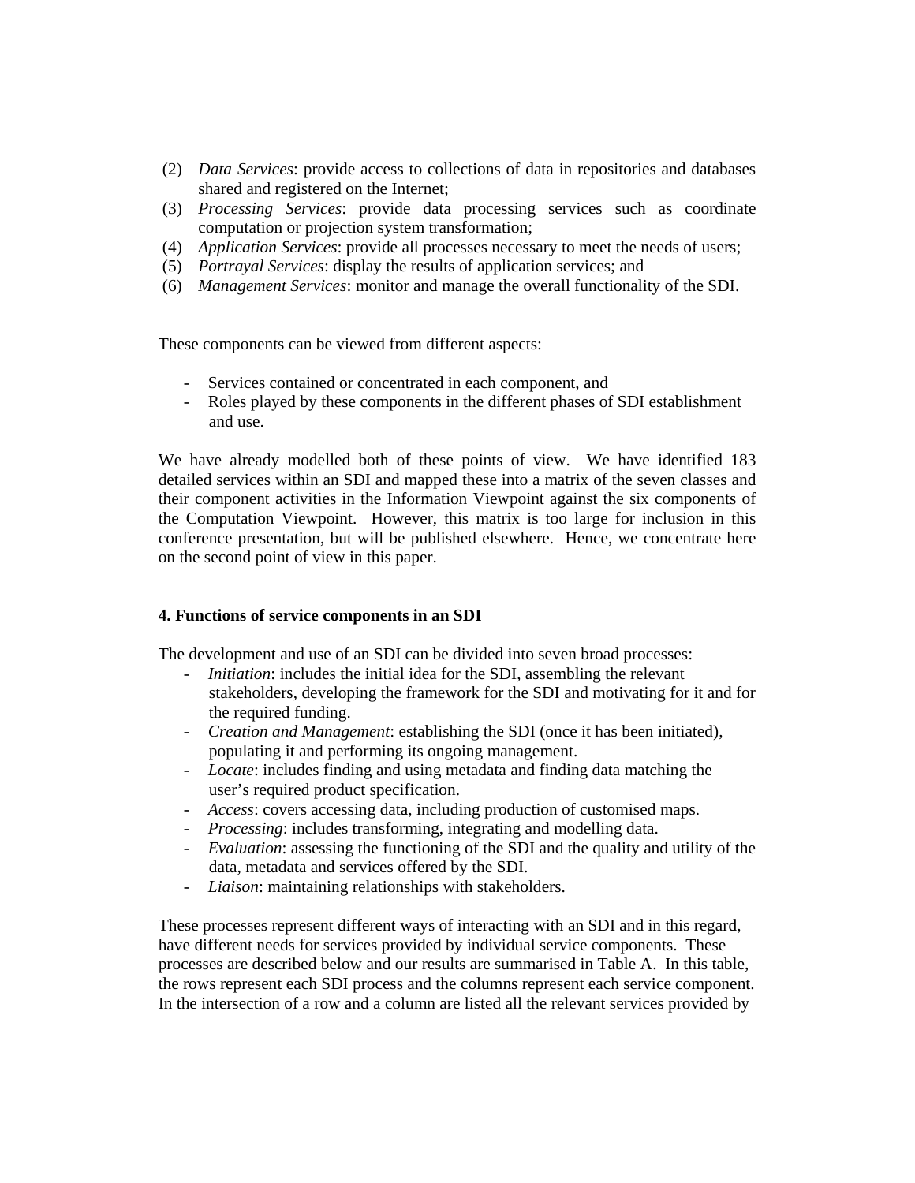(2) *Data Services*: provide access to collections of data in repositories and databases shared and registered on the Internet;
(3) *Processing Services*: provide data processing services such as coordinate computation or projection system transformation;
(4) *Application Services*: provide all processes necessary to meet the needs of users;
(5) *Portrayal Services*: display the results of application services; and
(6) *Management Services*: monitor and manage the overall functionality of the SDI.

These components can be viewed from different aspects:

- Services contained or concentrated in each component, and
- Roles played by these components in the different phases of SDI establishment and use.

We have already modelled both of these points of view. We have identified 183 detailed services within an SDI and mapped these into a matrix of the seven classes and their component activities in the Information Viewpoint against the six components of the Computation Viewpoint. However, this matrix is too large for inclusion in this conference presentation, but will be published elsewhere. Hence, we concentrate here on the second point of view in this paper.

**4. Functions of service components in an SDI**

The development and use of an SDI can be divided into seven broad processes:

- *Initiation*: includes the initial idea for the SDI, assembling the relevant stakeholders, developing the framework for the SDI and motivating for it and for the required funding.
- *Creation and Management*: establishing the SDI (once it has been initiated), populating it and performing its ongoing management.
- *Locate*: includes finding and using metadata and finding data matching the user's required product specification.
- *Access*: covers accessing data, including production of customised maps.
- *Processing*: includes transforming, integrating and modelling data.
- *Evaluation*: assessing the functioning of the SDI and the quality and utility of the data, metadata and services offered by the SDI.
- *Liaison*: maintaining relationships with stakeholders.

These processes represent different ways of interacting with an SDI and in this regard, have different needs for services provided by individual service components. These processes are described below and our results are summarised in Table A. In this table, the rows represent each SDI process and the columns represent each service component. In the intersection of a row and a column are listed all the relevant services provided by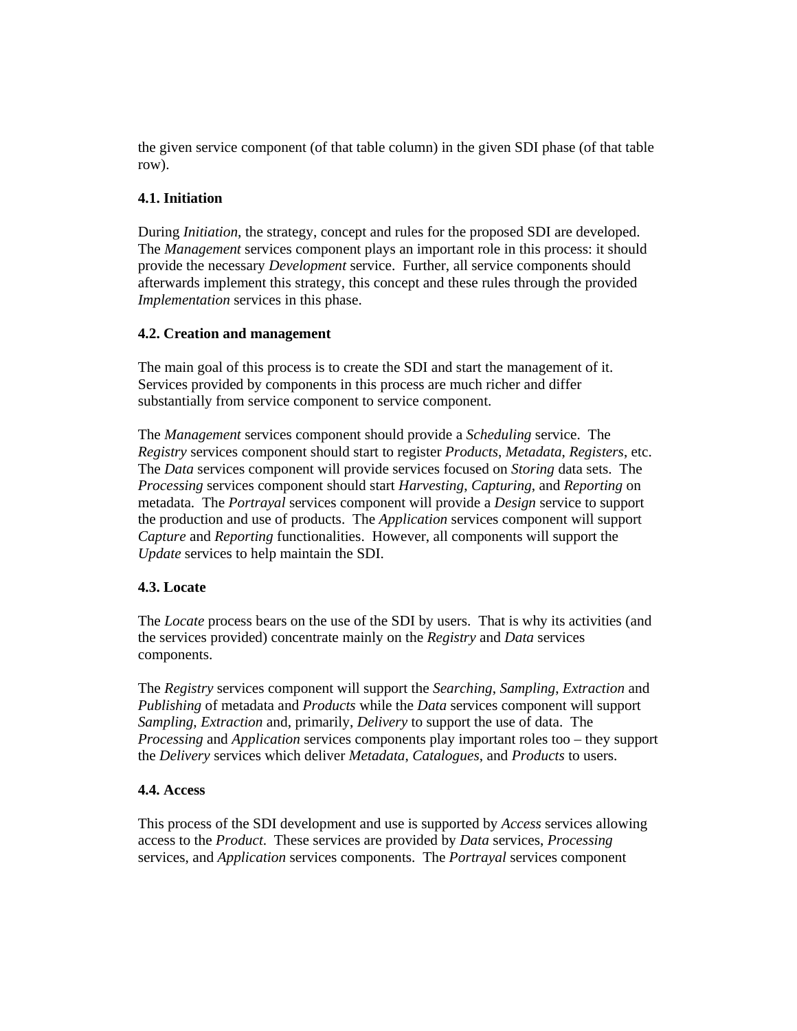the given service component (of that table column) in the given SDI phase (of that table row).

### 4.1. Initiation

During *Initiation*, the strategy, concept and rules for the proposed SDI are developed. The *Management* services component plays an important role in this process: it should provide the necessary *Development* service. Further, all service components should afterwards implement this strategy, this concept and these rules through the provided *Implementation* services in this phase.

### 4.2. Creation and management

The main goal of this process is to create the SDI and start the management of it. Services provided by components in this process are much richer and differ substantially from service component to service component.

The *Management* services component should provide a *Scheduling* service. The *Registry* services component should start to register *Products*, *Metadata*, *Registers*, etc. The *Data* services component will provide services focused on *Storing* data sets. The *Processing* services component should start *Harvesting*, *Capturing*, and *Reporting* on metadata. The *Portrayal* services component will provide a *Design* service to support the production and use of products. The *Application* services component will support *Capture* and *Reporting* functionalities. However, all components will support the *Update* services to help maintain the SDI.

### 4.3. Locate

The *Locate* process bears on the use of the SDI by users. That is why its activities (and the services provided) concentrate mainly on the *Registry* and *Data* services components.

The *Registry* services component will support the *Searching*, *Sampling*, *Extraction* and *Publishing* of metadata and *Products* while the *Data* services component will support *Sampling*, *Extraction* and, primarily, *Delivery* to support the use of data. The *Processing* and *Application* services components play important roles too – they support the *Delivery* services which deliver *Metadata*, *Catalogues*, and *Products* to users.

### 4.4. Access

This process of the SDI development and use is supported by *Access* services allowing access to the *Product*. These services are provided by *Data* services, *Processing* services, and *Application* services components. The *Portrayal* services component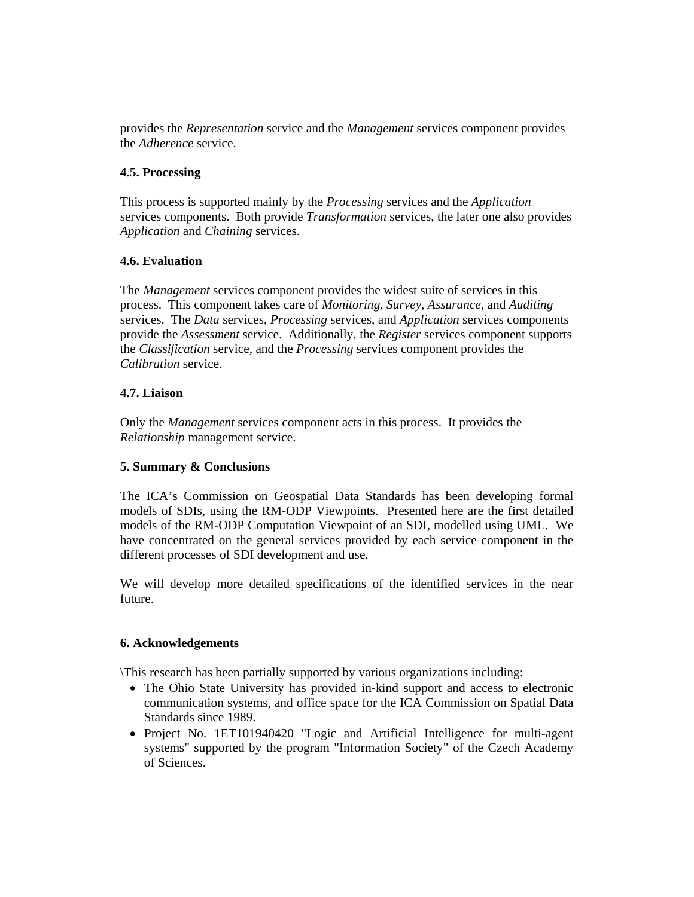provides the *Representation* service and the *Management* services component provides the *Adherence* service.

### 4.5. Processing

This process is supported mainly by the *Processing* services and the *Application* services components. Both provide *Transformation* services, the later one also provides *Application* and *Chaining* services.

### 4.6. Evaluation

The *Management* services component provides the widest suite of services in this process. This component takes care of *Monitoring*, *Survey*, *Assurance*, and *Auditing* services. The *Data* services, *Processing* services, and *Application* services components provide the *Assessment* service. Additionally, the *Register* services component supports the *Classification* service, and the *Processing* services component provides the *Calibration* service.

### 4.7. Liaison

Only the *Management* services component acts in this process. It provides the *Relationship* management service.

## 5. Summary & Conclusions

The ICA's Commission on Geospatial Data Standards has been developing formal models of SDIs, using the RM-ODP Viewpoints. Presented here are the first detailed models of the RM-ODP Computation Viewpoint of an SDI, modelled using UML. We have concentrated on the general services provided by each service component in the different processes of SDI development and use.

We will develop more detailed specifications of the identified services in the near future.

## 6. Acknowledgements

\This research has been partially supported by various organizations including:

- The Ohio State University has provided in-kind support and access to electronic communication systems, and office space for the ICA Commission on Spatial Data Standards since 1989.
- Project No. 1ET101940420 "Logic and Artificial Intelligence for multi-agent systems" supported by the program "Information Society" of the Czech Academy of Sciences.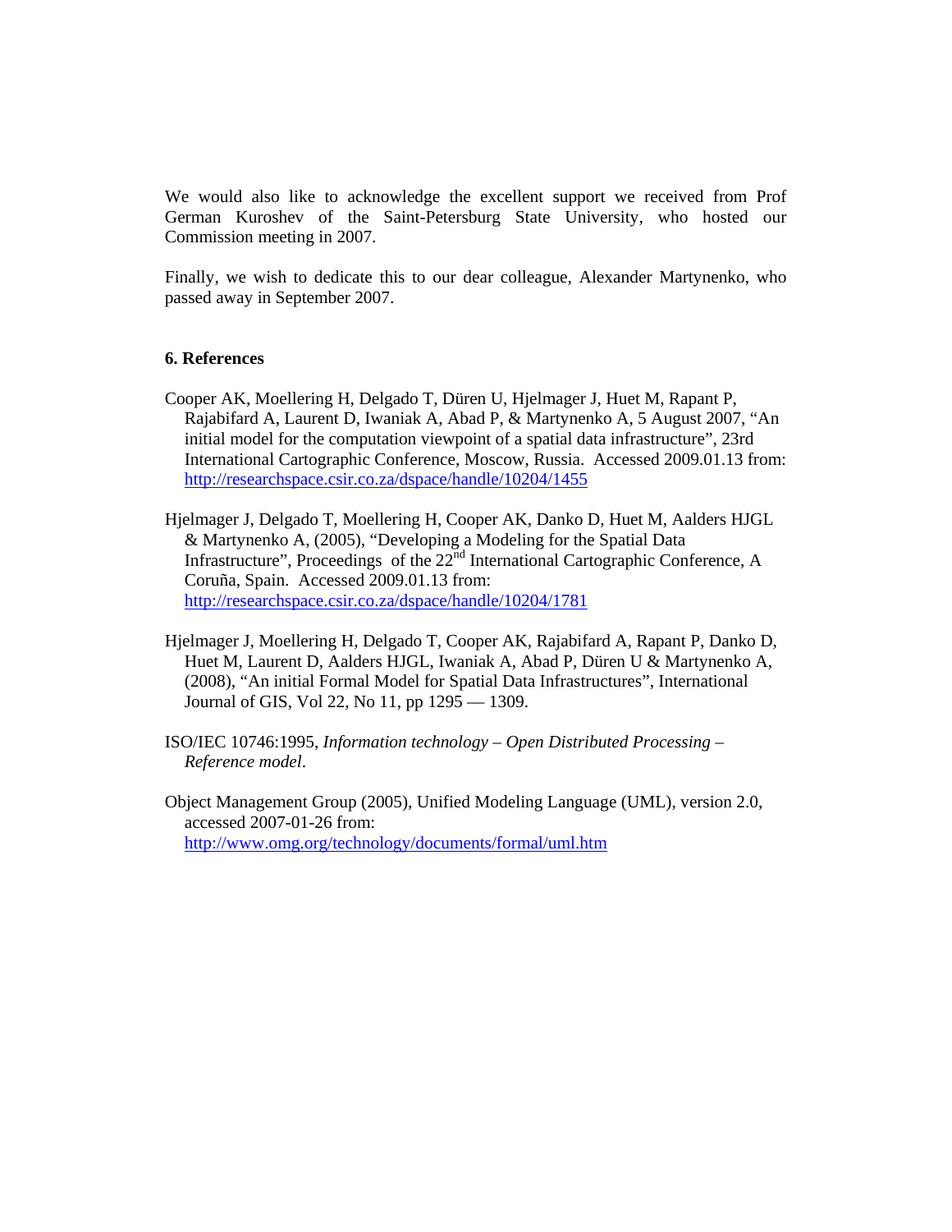We would also like to acknowledge the excellent support we received from Prof German Kuroshev of the Saint-Petersburg State University, who hosted our Commission meeting in 2007.

Finally, we wish to dedicate this to our dear colleague, Alexander Martynenko, who passed away in September 2007.

## 6. References

Cooper AK, Moellering H, Delgado T, Düren U, Hjelmager J, Huet M, Rapant P, Rajabifard A, Laurent D, Iwaniak A, Abad P, & Martynenko A, 5 August 2007, "An initial model for the computation viewpoint of a spatial data infrastructure", 23rd International Cartographic Conference, Moscow, Russia. Accessed 2009.01.13 from: http://researchspace.csir.co.za/dspace/handle/10204/1455

Hjelmager J, Delgado T, Moellering H, Cooper AK, Danko D, Huet M, Aalders HJGL & Martynenko A, (2005), "Developing a Modeling for the Spatial Data Infrastructure", Proceedings of the 22nd International Cartographic Conference, A Coruña, Spain. Accessed 2009.01.13 from: http://researchspace.csir.co.za/dspace/handle/10204/1781

Hjelmager J, Moellering H, Delgado T, Cooper AK, Rajabifard A, Rapant P, Danko D, Huet M, Laurent D, Aalders HJGL, Iwaniak A, Abad P, Düren U & Martynenko A, (2008), "An initial Formal Model for Spatial Data Infrastructures", International Journal of GIS, Vol 22, No 11, pp 1295 — 1309.

ISO/IEC 10746:1995, *Information technology – Open Distributed Processing – Reference model*.

Object Management Group (2005), Unified Modeling Language (UML), version 2.0, accessed 2007-01-26 from: http://www.omg.org/technology/documents/formal/uml.htm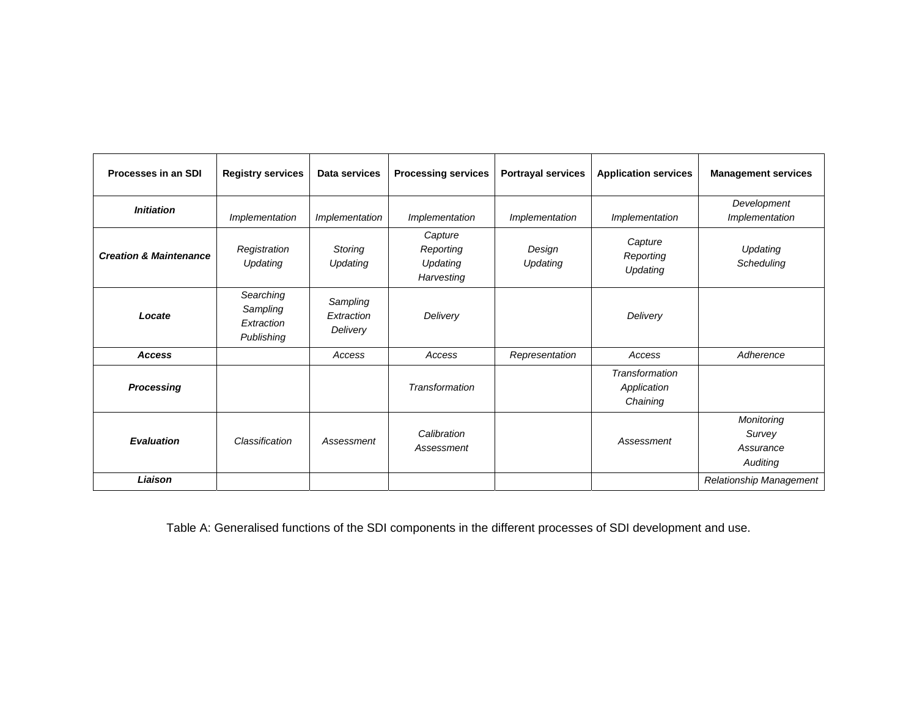| **Processes in an SDI** | **Registry services** | **Data services** | **Processing services** | **Portrayal services** | **Application services** | **Management services** |
|---|---|---|---|---|---|---|
| ***Initiation*** | *Implementation* | *Implementation* | *Implementation* | *Implementation* | *Implementation* | *Development Implementation* |
| ***Creation & Maintenance*** | *Registration Updating* | *Storing Updating* | *Capture Reporting Updating Harvesting* | *Design Updating* | *Capture Reporting Updating* | *Updating Scheduling* |
| ***Locate*** | *Searching Sampling Extraction Publishing* | *Sampling Extraction Delivery* | *Delivery* | | *Delivery* | |
| ***Access*** | | *Access* | *Access* | *Representation* | *Access* | *Adherence* |
| ***Processing*** | | | *Transformation* | | *Transformation Application Chaining* | |
| ***Evaluation*** | *Classification* | *Assessment* | *Calibration Assessment* | | *Assessment* | *Monitoring Survey Assurance Auditing* |
| ***Liaison*** | | | | | | *Relationship Management* |

Table A: Generalised functions of the SDI components in the different processes of SDI development and use.